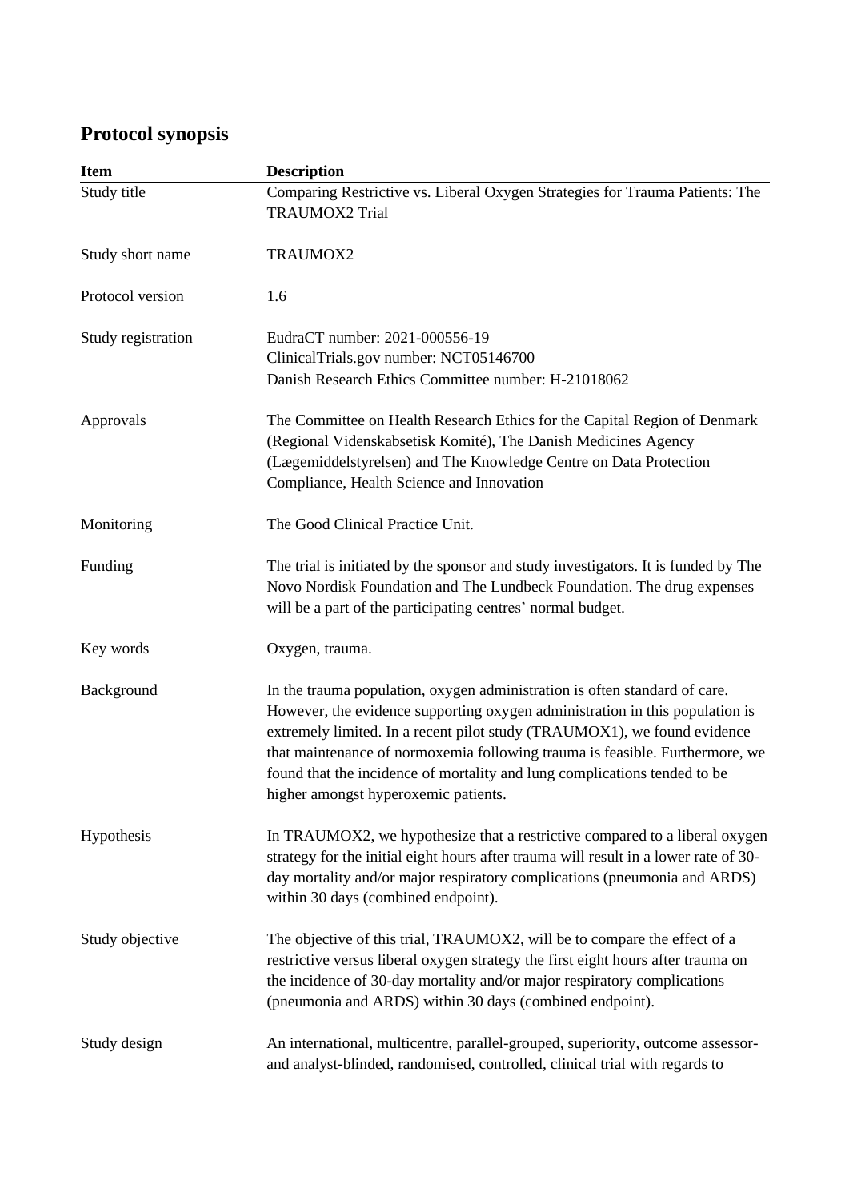# Protocol synopsis

| Item | Description |
|---|---|
| Study title | Comparing Restrictive vs. Liberal Oxygen Strategies for Trauma Patients: The TRAUMOX2 Trial |
| Study short name | TRAUMOX2 |
| Protocol version | 1.6 |
| Study registration | EudraCT number: 2021-000556-19<br>ClinicalTrials.gov number: NCT05146700<br>Danish Research Ethics Committee number: H-21018062 |
| Approvals | The Committee on Health Research Ethics for the Capital Region of Denmark (Regional Videnskabsetisk Komité), The Danish Medicines Agency (Lægemiddelstyrelsen) and The Knowledge Centre on Data Protection Compliance, Health Science and Innovation |
| Monitoring | The Good Clinical Practice Unit. |
| Funding | The trial is initiated by the sponsor and study investigators. It is funded by The Novo Nordisk Foundation and The Lundbeck Foundation. The drug expenses will be a part of the participating centres' normal budget. |
| Key words | Oxygen, trauma. |
| Background | In the trauma population, oxygen administration is often standard of care. However, the evidence supporting oxygen administration in this population is extremely limited. In a recent pilot study (TRAUMOX1), we found evidence that maintenance of normoxemia following trauma is feasible. Furthermore, we found that the incidence of mortality and lung complications tended to be higher amongst hyperoxemic patients. |
| Hypothesis | In TRAUMOX2, we hypothesize that a restrictive compared to a liberal oxygen strategy for the initial eight hours after trauma will result in a lower rate of 30-day mortality and/or major respiratory complications (pneumonia and ARDS) within 30 days (combined endpoint). |
| Study objective | The objective of this trial, TRAUMOX2, will be to compare the effect of a restrictive versus liberal oxygen strategy the first eight hours after trauma on the incidence of 30-day mortality and/or major respiratory complications (pneumonia and ARDS) within 30 days (combined endpoint). |
| Study design | An international, multicentre, parallel-grouped, superiority, outcome assessor- and analyst-blinded, randomised, controlled, clinical trial with regards to |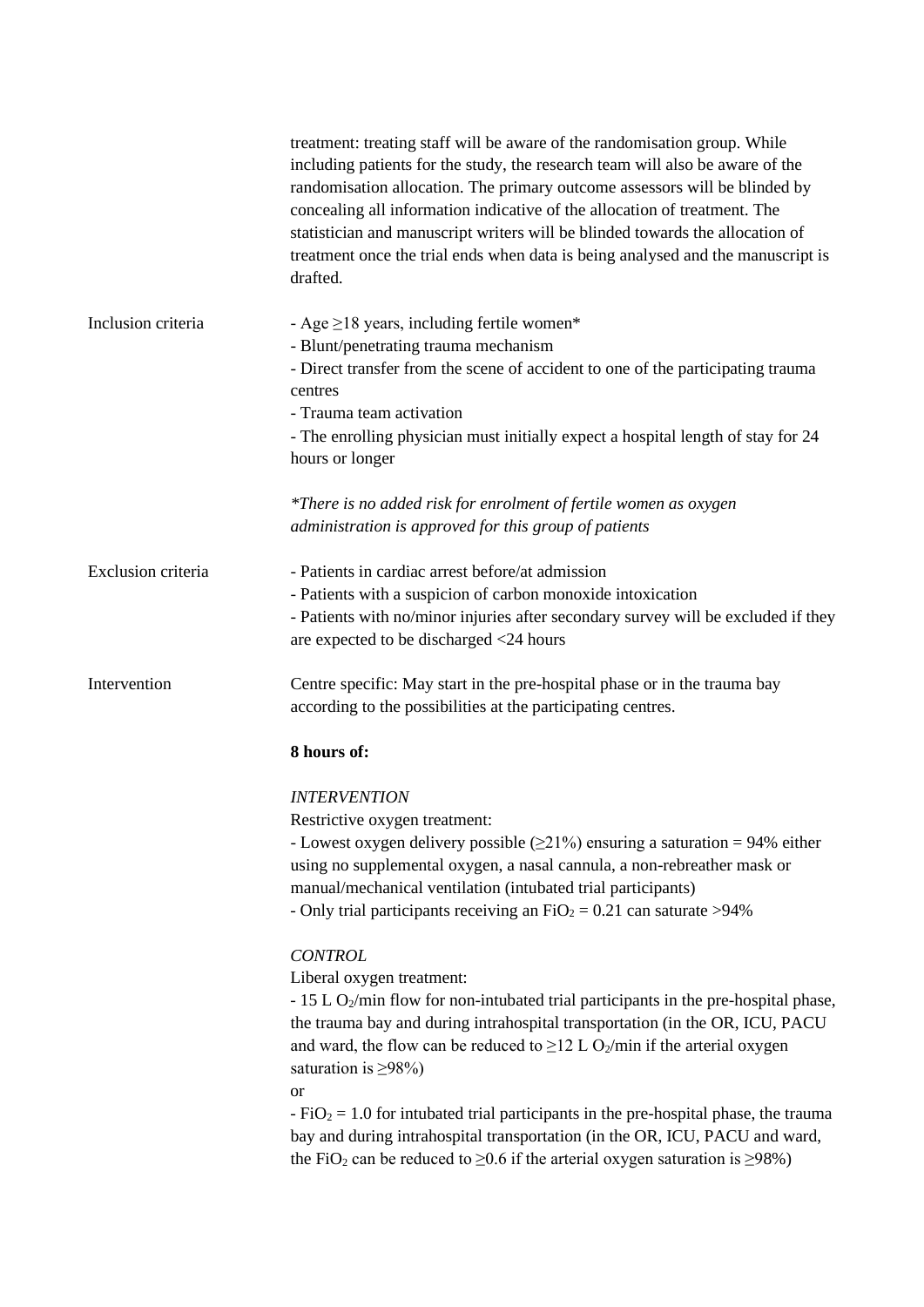| | |
|---|---|
| | treatment: treating staff will be aware of the randomisation group. While including patients for the study, the research team will also be aware of the randomisation allocation. The primary outcome assessors will be blinded by concealing all information indicative of the allocation of treatment. The statistician and manuscript writers will be blinded towards the allocation of treatment once the trial ends when data is being analysed and the manuscript is drafted. |
| Inclusion criteria | - Age ≥18 years, including fertile women*<br>- Blunt/penetrating trauma mechanism<br>- Direct transfer from the scene of accident to one of the participating trauma centres<br>- Trauma team activation<br>- The enrolling physician must initially expect a hospital length of stay for 24 hours or longer<br><br>*\*There is no added risk for enrolment of fertile women as oxygen administration is approved for this group of patients* |
| Exclusion criteria | - Patients in cardiac arrest before/at admission<br>- Patients with a suspicion of carbon monoxide intoxication<br>- Patients with no/minor injuries after secondary survey will be excluded if they are expected to be discharged <24 hours |
| Intervention | Centre specific: May start in the pre-hospital phase or in the trauma bay according to the possibilities at the participating centres.<br><br>**8 hours of:**<br><br>*INTERVENTION*<br>Restrictive oxygen treatment:<br>- Lowest oxygen delivery possible (≥21%) ensuring a saturation = 94% either using no supplemental oxygen, a nasal cannula, a non-rebreather mask or manual/mechanical ventilation (intubated trial participants)<br>- Only trial participants receiving an $FiO_2 = 0.21$ can saturate >94%<br><br>*CONTROL*<br>Liberal oxygen treatment:<br>- 15 L $O_2$/min flow for non-intubated trial participants in the pre-hospital phase, the trauma bay and during intrahospital transportation (in the OR, ICU, PACU and ward, the flow can be reduced to ≥12 L $O_2$/min if the arterial oxygen saturation is ≥98%)<br>or<br>- $FiO_2 = 1.0$ for intubated trial participants in the pre-hospital phase, the trauma bay and during intrahospital transportation (in the OR, ICU, PACU and ward, the $FiO_2$ can be reduced to ≥0.6 if the arterial oxygen saturation is ≥98%) |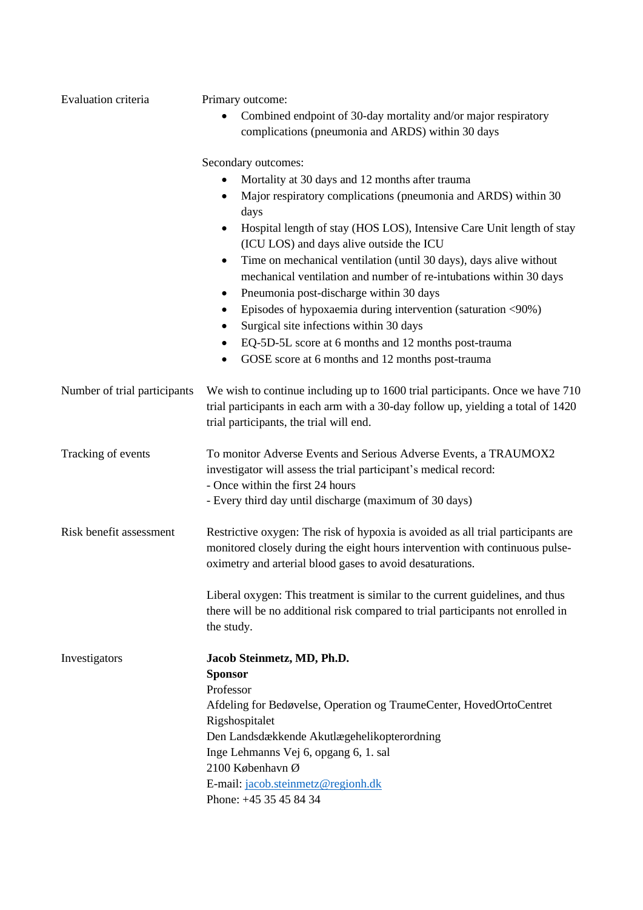| | |
|---|---|
| Evaluation criteria | Primary outcome:<br>• Combined endpoint of 30-day mortality and/or major respiratory complications (pneumonia and ARDS) within 30 days<br><br>Secondary outcomes:<br>• Mortality at 30 days and 12 months after trauma<br>• Major respiratory complications (pneumonia and ARDS) within 30 days<br>• Hospital length of stay (HOS LOS), Intensive Care Unit length of stay (ICU LOS) and days alive outside the ICU<br>• Time on mechanical ventilation (until 30 days), days alive without mechanical ventilation and number of re-intubations within 30 days<br>• Pneumonia post-discharge within 30 days<br>• Episodes of hypoxaemia during intervention (saturation <90%)<br>• Surgical site infections within 30 days<br>• EQ-5D-5L score at 6 months and 12 months post-trauma<br>• GOSE score at 6 months and 12 months post-trauma |
| Number of trial participants | We wish to continue including up to 1600 trial participants. Once we have 710 trial participants in each arm with a 30-day follow up, yielding a total of 1420 trial participants, the trial will end. |
| Tracking of events | To monitor Adverse Events and Serious Adverse Events, a TRAUMOX2 investigator will assess the trial participant's medical record:<br>- Once within the first 24 hours<br>- Every third day until discharge (maximum of 30 days) |
| Risk benefit assessment | Restrictive oxygen: The risk of hypoxia is avoided as all trial participants are monitored closely during the eight hours intervention with continuous pulse-oximetry and arterial blood gases to avoid desaturations.<br><br>Liberal oxygen: This treatment is similar to the current guidelines, and thus there will be no additional risk compared to trial participants not enrolled in the study. |
| Investigators | **Jacob Steinmetz, MD, Ph.D.**<br>**Sponsor**<br>Professor<br>Afdeling for Bedøvelse, Operation og TraumeCenter, HovedOrtoCentret<br>Rigshospitalet<br>Den Landsdækkende Akutlægehelikopterordning<br>Inge Lehmanns Vej 6, opgang 6, 1. sal<br>2100 København Ø<br>E-mail: jacob.steinmetz@regionh.dk<br>Phone: +45 35 45 84 34 |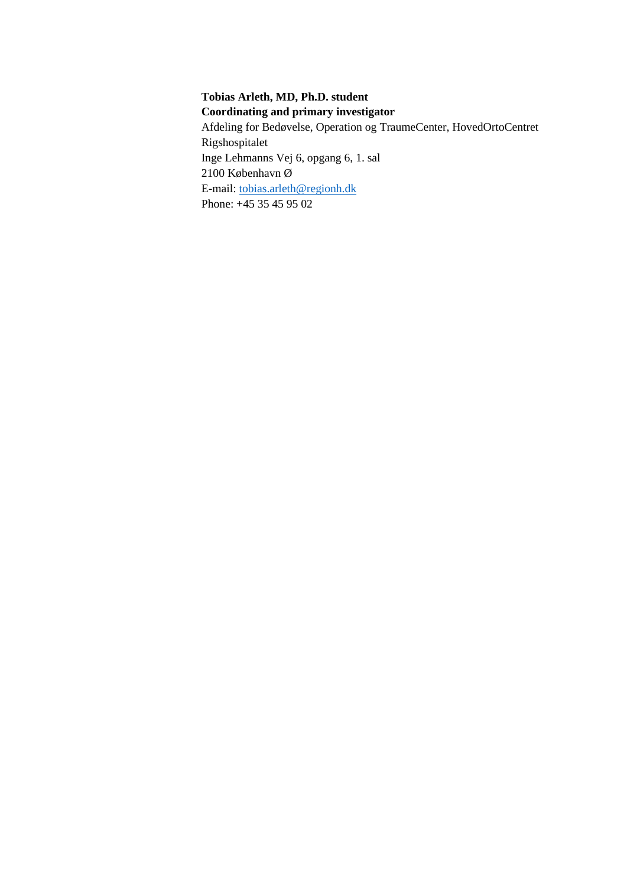**Tobias Arleth, MD, Ph.D. student**
**Coordinating and primary investigator**
Afdeling for Bedøvelse, Operation og TraumeCenter, HovedOrtoCentret
Rigshospitalet
Inge Lehmanns Vej 6, opgang 6, 1. sal
2100 København Ø
E-mail: tobias.arleth@regionh.dk
Phone: +45 35 45 95 02